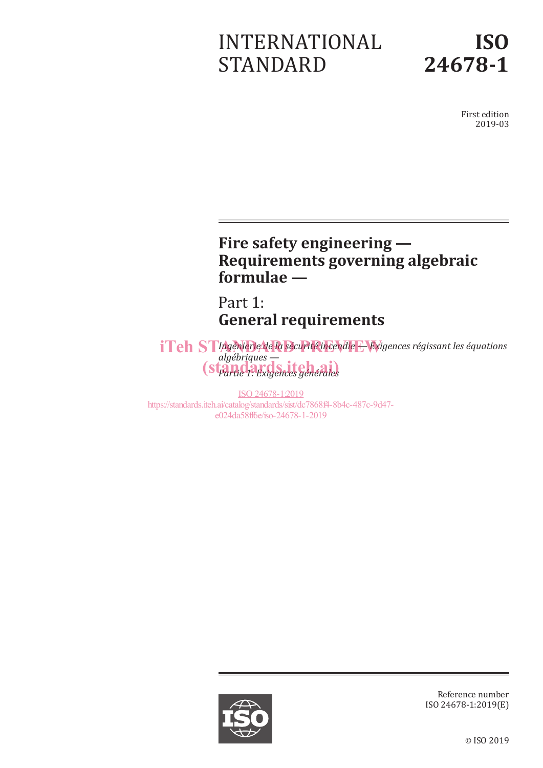# INTERNATIONAL STANDARD

# ISO 24678-1

First edition
2019-03

## Fire safety engineering — Requirements governing algebraic formulae —

## Part 1: General requirements

*Ingénierie de la sécurité incendie — Exigences régissant les équations algébriques —*

*Partie 1: Exigences générales*

iTeh STANDARD PREVIEW
(standards.iteh.ai)

ISO 24678-1:2019
https://standards.iteh.ai/catalog/standards/sist/dc7868f4-8b4c-487c-9d47-e024da58ff6e/iso-24678-1-2019

Reference number
ISO 24678-1:2019(E)

© ISO 2019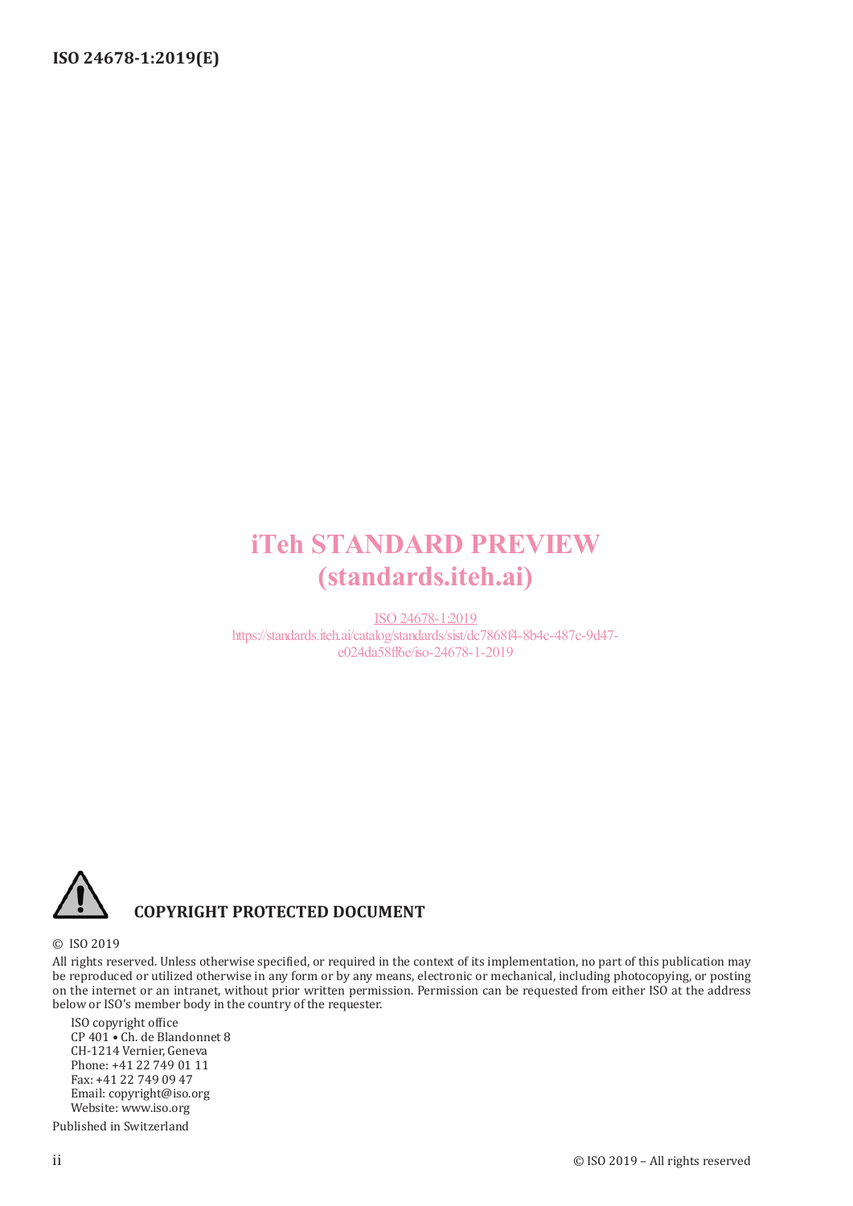iTeh STANDARD PREVIEW
(standards.iteh.ai)

ISO 24678-1:2019
https://standards.iteh.ai/catalog/standards/sist/dc7868f4-8b4c-487c-9d47-e024da58ff6e/iso-24678-1-2019

**COPYRIGHT PROTECTED DOCUMENT**

© ISO 2019

All rights reserved. Unless otherwise specified, or required in the context of its implementation, no part of this publication may be reproduced or utilized otherwise in any form or by any means, electronic or mechanical, including photocopying, or posting on the internet or an intranet, without prior written permission. Permission can be requested from either ISO at the address below or ISO's member body in the country of the requester.

ISO copyright office
CP 401 • Ch. de Blandonnet 8
CH-1214 Vernier, Geneva
Phone: +41 22 749 01 11
Fax: +41 22 749 09 47
Email: copyright@iso.org
Website: www.iso.org

Published in Switzerland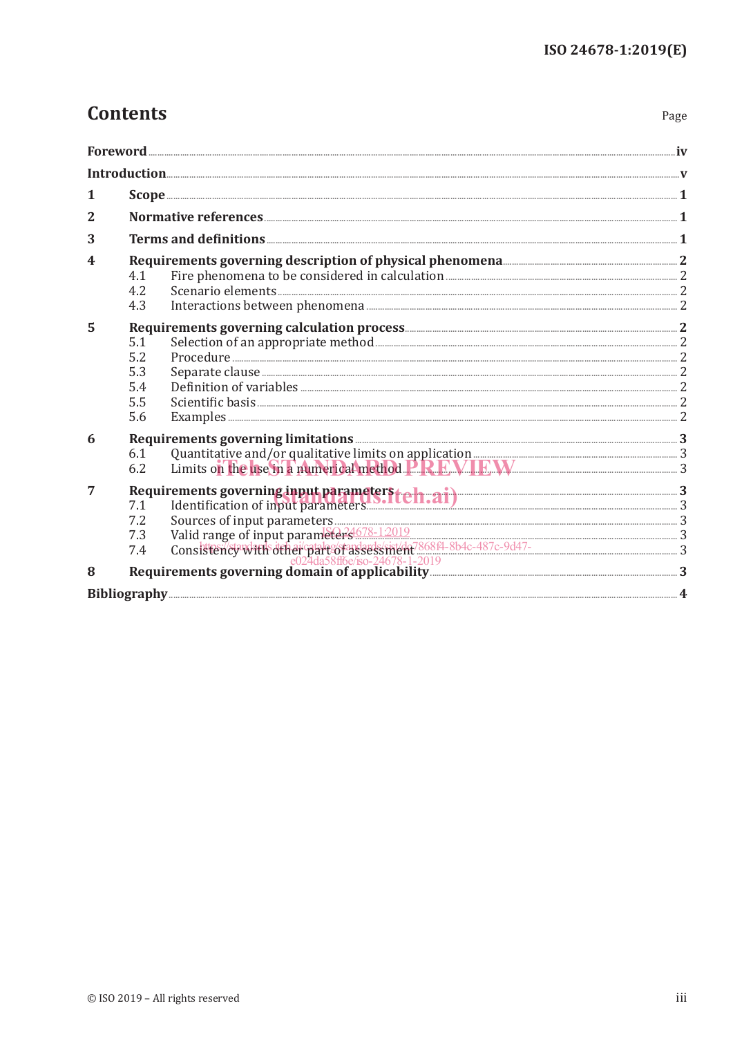# Contents

Page

Foreword ..... iv

Introduction ..... v

1 Scope ..... 1

2 Normative references ..... 1

3 Terms and definitions ..... 1

4 Requirements governing description of physical phenomena ..... 2
- 4.1 Fire phenomena to be considered in calculation ..... 2
- 4.2 Scenario elements ..... 2
- 4.3 Interactions between phenomena ..... 2

5 Requirements governing calculation process ..... 2
- 5.1 Selection of an appropriate method ..... 2
- 5.2 Procedure ..... 2
- 5.3 Separate clause ..... 2
- 5.4 Definition of variables ..... 2
- 5.5 Scientific basis ..... 2
- 5.6 Examples ..... 2

6 Requirements governing limitations ..... 3
- 6.1 Quantitative and/or qualitative limits on application ..... 3
- 6.2 Limits on the use in a numerical method ..... 3

7 Requirements governing input parameters ..... 3
- 7.1 Identification of input parameters ..... 3
- 7.2 Sources of input parameters ..... 3
- 7.3 Valid range of input parameters ..... 3
- 7.4 Consistency with other part of assessment ..... 3

8 Requirements governing domain of applicability ..... 3

Bibliography ..... 4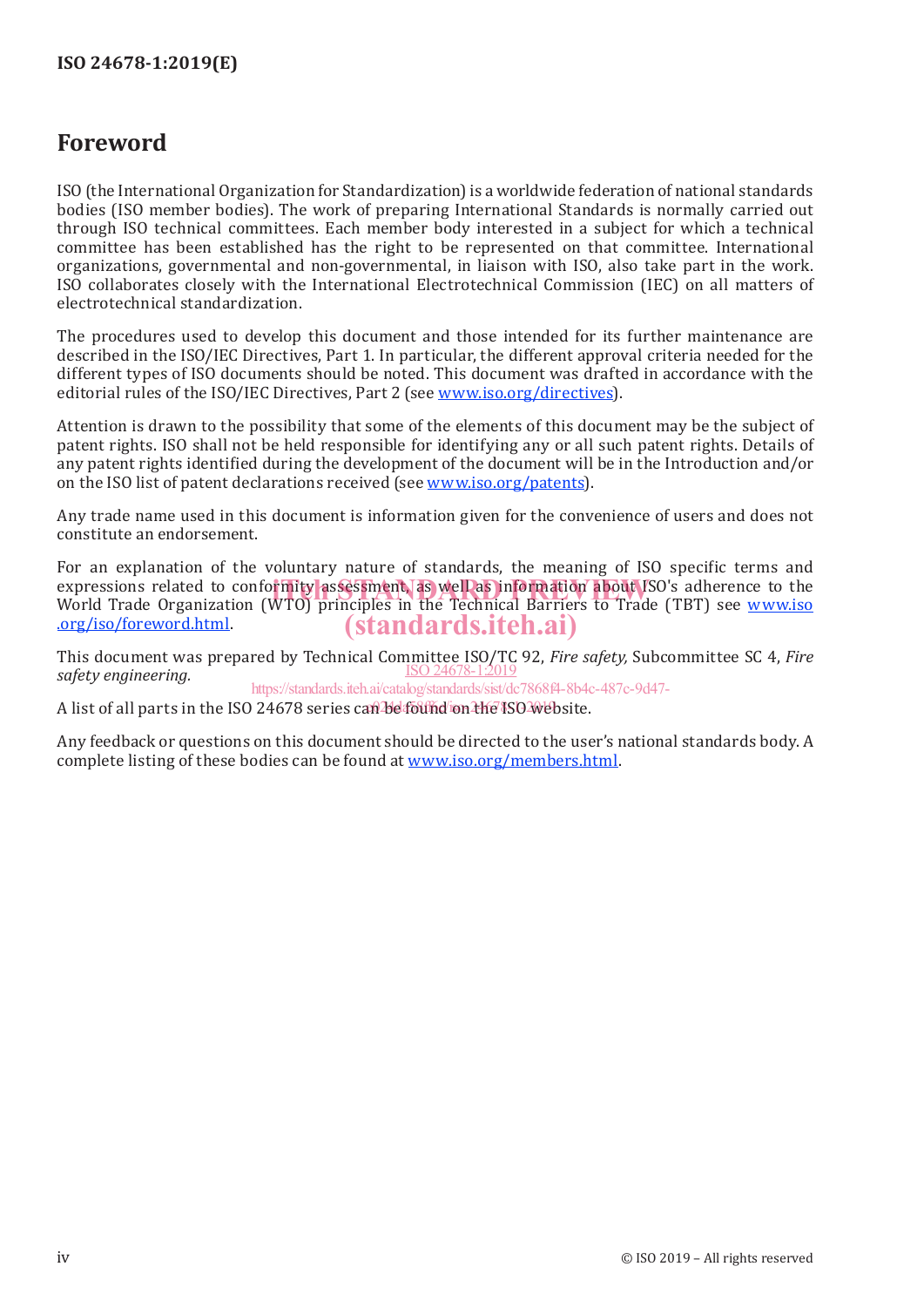# Foreword

ISO (the International Organization for Standardization) is a worldwide federation of national standards bodies (ISO member bodies). The work of preparing International Standards is normally carried out through ISO technical committees. Each member body interested in a subject for which a technical committee has been established has the right to be represented on that committee. International organizations, governmental and non-governmental, in liaison with ISO, also take part in the work. ISO collaborates closely with the International Electrotechnical Commission (IEC) on all matters of electrotechnical standardization.

The procedures used to develop this document and those intended for its further maintenance are described in the ISO/IEC Directives, Part 1. In particular, the different approval criteria needed for the different types of ISO documents should be noted. This document was drafted in accordance with the editorial rules of the ISO/IEC Directives, Part 2 (see www.iso.org/directives).

Attention is drawn to the possibility that some of the elements of this document may be the subject of patent rights. ISO shall not be held responsible for identifying any or all such patent rights. Details of any patent rights identified during the development of the document will be in the Introduction and/or on the ISO list of patent declarations received (see www.iso.org/patents).

Any trade name used in this document is information given for the convenience of users and does not constitute an endorsement.

For an explanation of the voluntary nature of standards, the meaning of ISO specific terms and expressions related to conformity assessment, as well as information about ISO's adherence to the World Trade Organization (WTO) principles in the Technical Barriers to Trade (TBT) see www.iso.org/iso/foreword.html.

This document was prepared by Technical Committee ISO/TC 92, *Fire safety,* Subcommittee SC 4, *Fire safety engineering.*

A list of all parts in the ISO 24678 series can be found on the ISO website.

Any feedback or questions on this document should be directed to the user's national standards body. A complete listing of these bodies can be found at www.iso.org/members.html.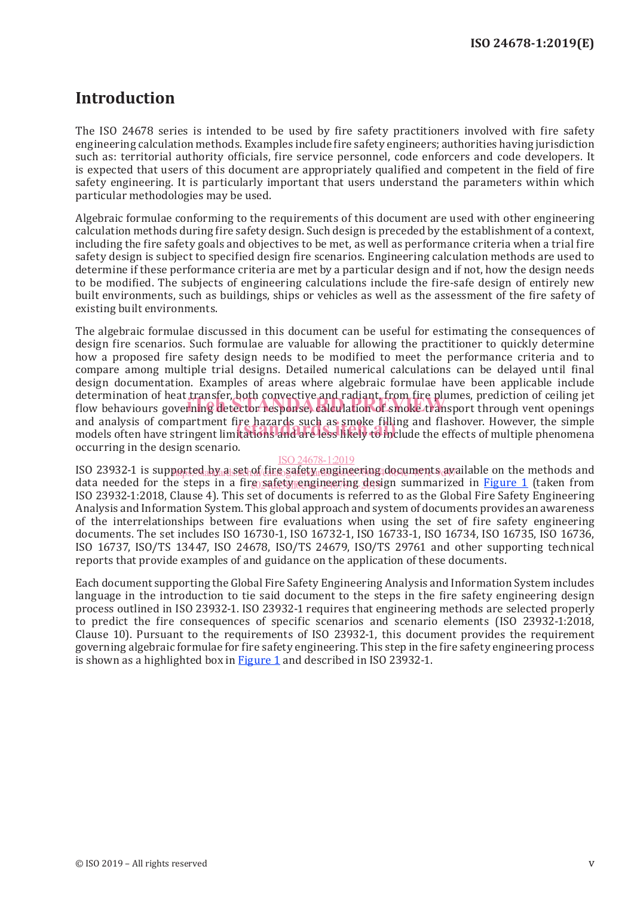# Introduction

The ISO 24678 series is intended to be used by fire safety practitioners involved with fire safety engineering calculation methods. Examples include fire safety engineers; authorities having jurisdiction such as: territorial authority officials, fire service personnel, code enforcers and code developers. It is expected that users of this document are appropriately qualified and competent in the field of fire safety engineering. It is particularly important that users understand the parameters within which particular methodologies may be used.

Algebraic formulae conforming to the requirements of this document are used with other engineering calculation methods during fire safety design. Such design is preceded by the establishment of a context, including the fire safety goals and objectives to be met, as well as performance criteria when a trial fire safety design is subject to specified design fire scenarios. Engineering calculation methods are used to determine if these performance criteria are met by a particular design and if not, how the design needs to be modified. The subjects of engineering calculations include the fire-safe design of entirely new built environments, such as buildings, ships or vehicles as well as the assessment of the fire safety of existing built environments.

The algebraic formulae discussed in this document can be useful for estimating the consequences of design fire scenarios. Such formulae are valuable for allowing the practitioner to quickly determine how a proposed fire safety design needs to be modified to meet the performance criteria and to compare among multiple trial designs. Detailed numerical calculations can be delayed until final design documentation. Examples of areas where algebraic formulae have been applicable include determination of heat transfer, both convective and radiant, from fire plumes, prediction of ceiling jet flow behaviours governing detector response, calculation of smoke transport through vent openings and analysis of compartment fire hazards such as smoke filling and flashover. However, the simple models often have stringent limitations and are less likely to include the effects of multiple phenomena occurring in the design scenario.

ISO 23932-1 is supported by a set of fire safety engineering documents available on the methods and data needed for the steps in a fire safety engineering design summarized in Figure 1 (taken from ISO 23932-1:2018, Clause 4). This set of documents is referred to as the Global Fire Safety Engineering Analysis and Information System. This global approach and system of documents provides an awareness of the interrelationships between fire evaluations when using the set of fire safety engineering documents. The set includes ISO 16730-1, ISO 16732-1, ISO 16733-1, ISO 16734, ISO 16735, ISO 16736, ISO 16737, ISO/TS 13447, ISO 24678, ISO/TS 24679, ISO/TS 29761 and other supporting technical reports that provide examples of and guidance on the application of these documents.

Each document supporting the Global Fire Safety Engineering Analysis and Information System includes language in the introduction to tie said document to the steps in the fire safety engineering design process outlined in ISO 23932-1. ISO 23932-1 requires that engineering methods are selected properly to predict the fire consequences of specific scenarios and scenario elements (ISO 23932-1:2018, Clause 10). Pursuant to the requirements of ISO 23932-1, this document provides the requirement governing algebraic formulae for fire safety engineering. This step in the fire safety engineering process is shown as a highlighted box in Figure 1 and described in ISO 23932-1.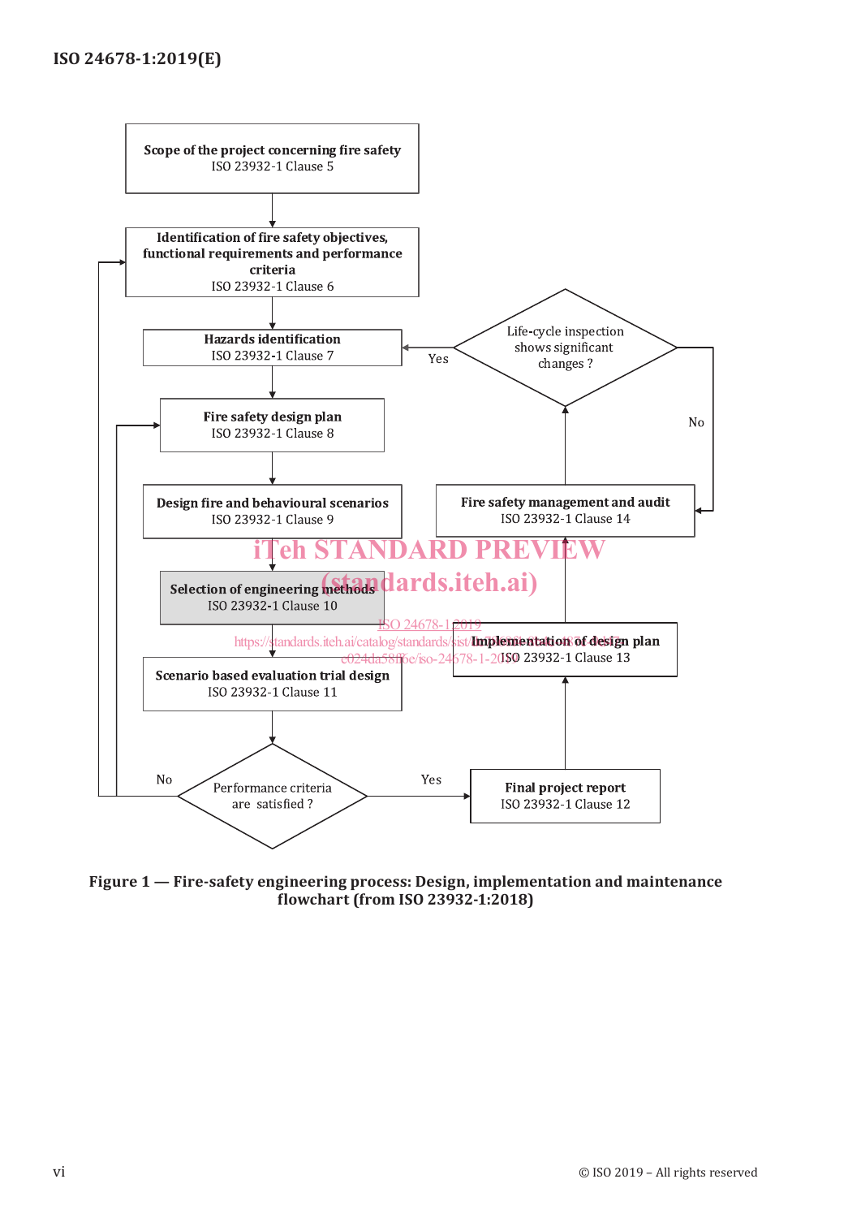**Scope of the project concerning fire safety**
ISO 23932-1 Clause 5

**Identification of fire safety objectives, functional requirements and performance criteria**
ISO 23932-1 Clause 6

**Hazards identification**
ISO 23932-1 Clause 7

**Fire safety design plan**
ISO 23932-1 Clause 8

**Design fire and behavioural scenarios**
ISO 23932-1 Clause 9

**Selection of engineering methods**
ISO 23932-1 Clause 10

**Scenario based evaluation trial design**
ISO 23932-1 Clause 11

Performance criteria are satisfied ?

- No → Identification of fire safety objectives, functional requirements and performance criteria; Fire safety design plan
- Yes → Final project report

**Final project report**
ISO 23932-1 Clause 12

**Implementation of design plan**
ISO 23932-1 Clause 13

**Fire safety management and audit**
ISO 23932-1 Clause 14

Life-cycle inspection shows significant changes ?

- Yes → Hazards identification
- No → Fire safety management and audit

Figure 1 — Fire-safety engineering process: Design, implementation and maintenance flowchart (from ISO 23932-1:2018)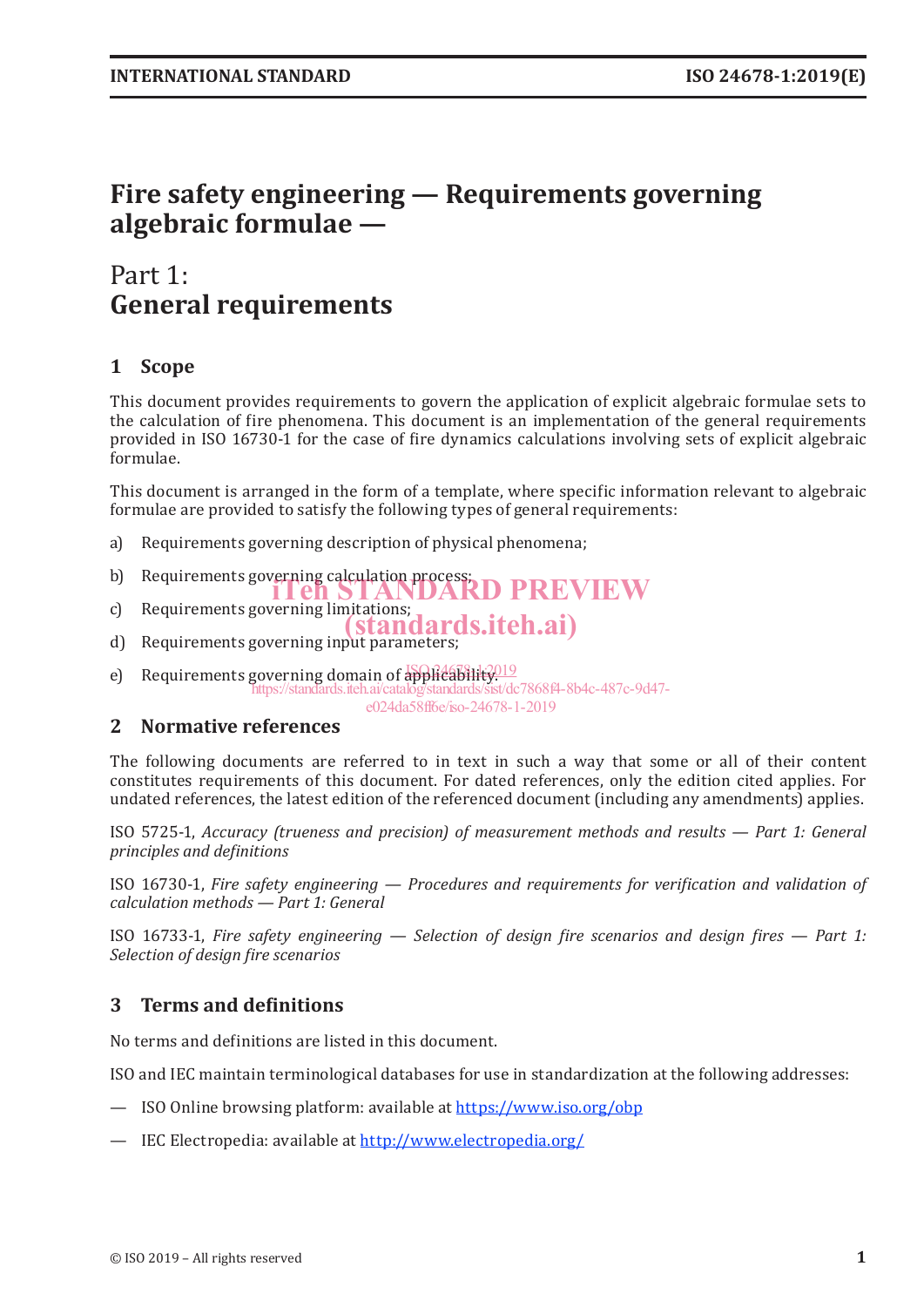# Fire safety engineering — Requirements governing algebraic formulae —

## Part 1: General requirements

## 1 Scope

This document provides requirements to govern the application of explicit algebraic formulae sets to the calculation of fire phenomena. This document is an implementation of the general requirements provided in ISO 16730-1 for the case of fire dynamics calculations involving sets of explicit algebraic formulae.

This document is arranged in the form of a template, where specific information relevant to algebraic formulae are provided to satisfy the following types of general requirements:

a) Requirements governing description of physical phenomena;

b) Requirements governing calculation process;

c) Requirements governing limitations;

d) Requirements governing input parameters;

e) Requirements governing domain of applicability.

## 2 Normative references

The following documents are referred to in text in such a way that some or all of their content constitutes requirements of this document. For dated references, only the edition cited applies. For undated references, the latest edition of the referenced document (including any amendments) applies.

ISO 5725-1, *Accuracy (trueness and precision) of measurement methods and results — Part 1: General principles and definitions*

ISO 16730-1, *Fire safety engineering — Procedures and requirements for verification and validation of calculation methods — Part 1: General*

ISO 16733-1, *Fire safety engineering — Selection of design fire scenarios and design fires — Part 1: Selection of design fire scenarios*

## 3 Terms and definitions

No terms and definitions are listed in this document.

ISO and IEC maintain terminological databases for use in standardization at the following addresses:

— ISO Online browsing platform: available at https://www.iso.org/obp

— IEC Electropedia: available at http://www.electropedia.org/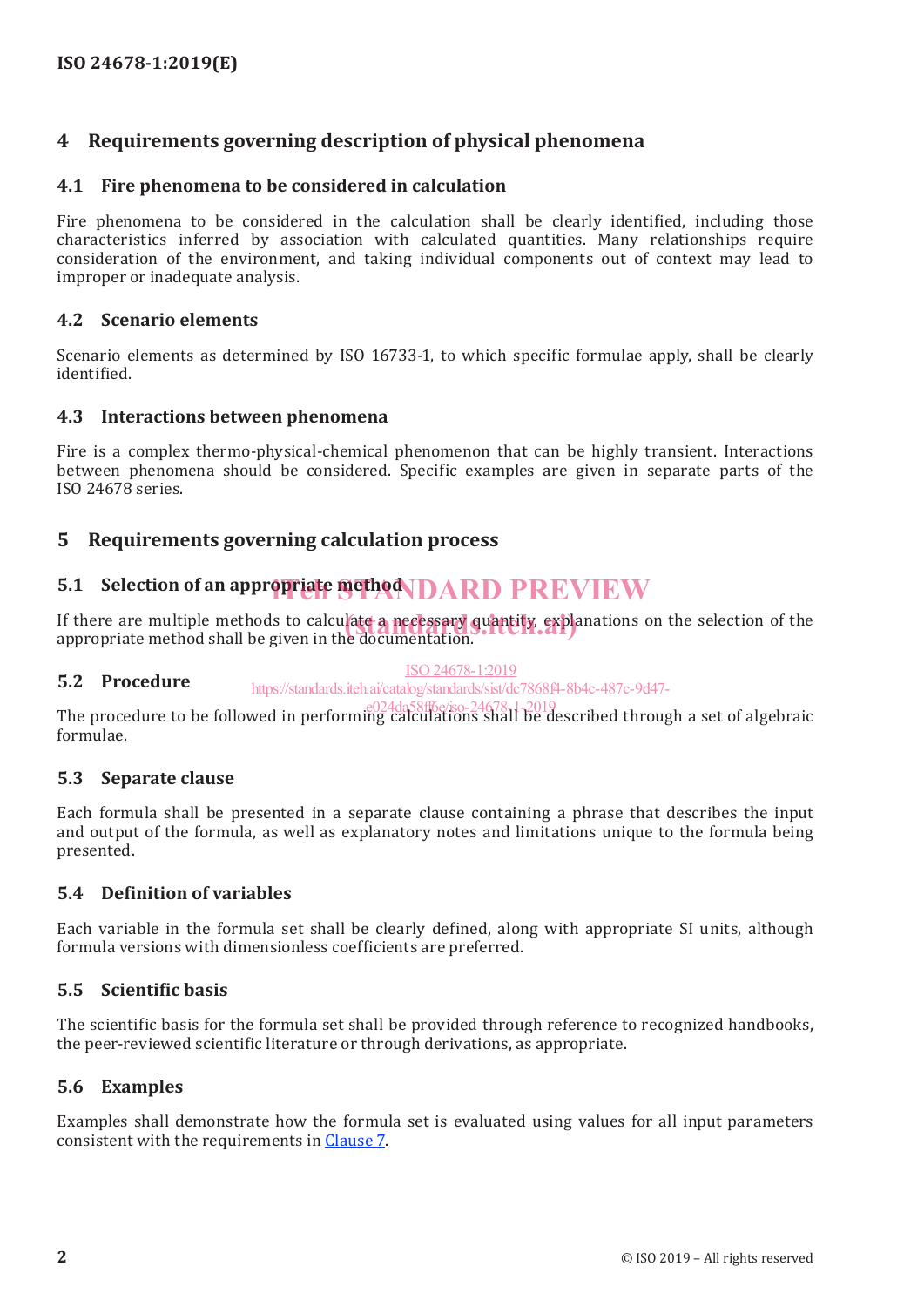# 4 Requirements governing description of physical phenomena

## 4.1 Fire phenomena to be considered in calculation

Fire phenomena to be considered in the calculation shall be clearly identified, including those characteristics inferred by association with calculated quantities. Many relationships require consideration of the environment, and taking individual components out of context may lead to improper or inadequate analysis.

## 4.2 Scenario elements

Scenario elements as determined by ISO 16733-1, to which specific formulae apply, shall be clearly identified.

## 4.3 Interactions between phenomena

Fire is a complex thermo-physical-chemical phenomenon that can be highly transient. Interactions between phenomena should be considered. Specific examples are given in separate parts of the ISO 24678 series.

# 5 Requirements governing calculation process

## 5.1 Selection of an appropriate method

If there are multiple methods to calculate a necessary quantity, explanations on the selection of the appropriate method shall be given in the documentation.

## 5.2 Procedure

The procedure to be followed in performing calculations shall be described through a set of algebraic formulae.

## 5.3 Separate clause

Each formula shall be presented in a separate clause containing a phrase that describes the input and output of the formula, as well as explanatory notes and limitations unique to the formula being presented.

## 5.4 Definition of variables

Each variable in the formula set shall be clearly defined, along with appropriate SI units, although formula versions with dimensionless coefficients are preferred.

## 5.5 Scientific basis

The scientific basis for the formula set shall be provided through reference to recognized handbooks, the peer-reviewed scientific literature or through derivations, as appropriate.

## 5.6 Examples

Examples shall demonstrate how the formula set is evaluated using values for all input parameters consistent with the requirements in Clause 7.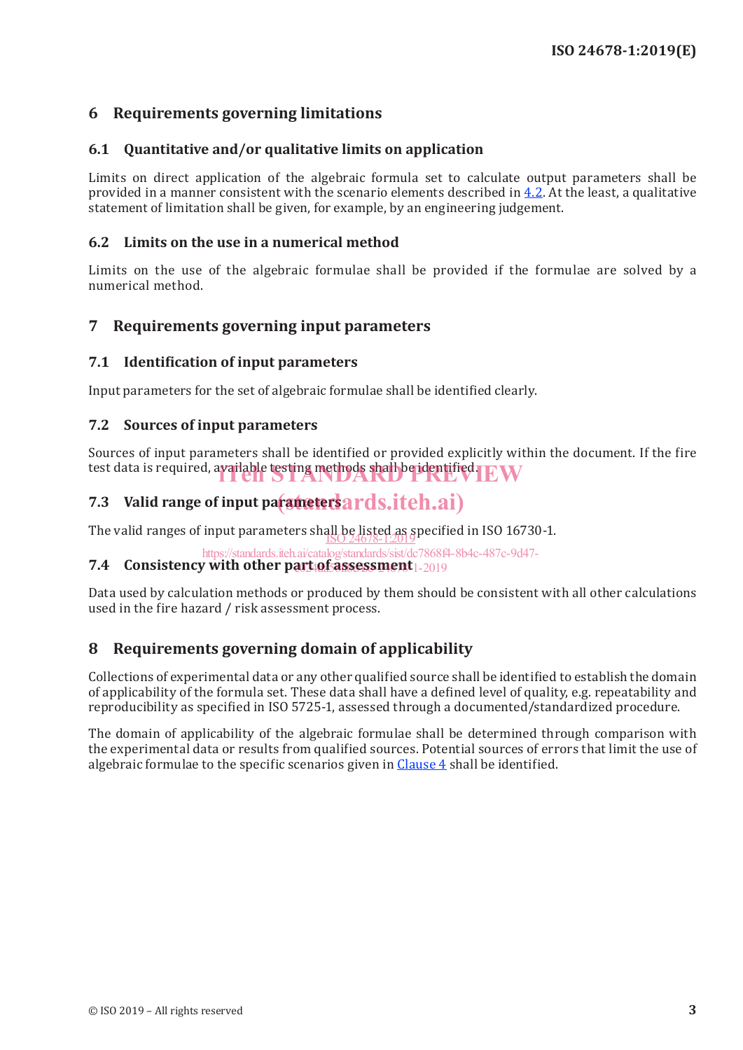## 6 Requirements governing limitations

### 6.1 Quantitative and/or qualitative limits on application

Limits on direct application of the algebraic formula set to calculate output parameters shall be provided in a manner consistent with the scenario elements described in 4.2. At the least, a qualitative statement of limitation shall be given, for example, by an engineering judgement.

### 6.2 Limits on the use in a numerical method

Limits on the use of the algebraic formulae shall be provided if the formulae are solved by a numerical method.

## 7 Requirements governing input parameters

### 7.1 Identification of input parameters

Input parameters for the set of algebraic formulae shall be identified clearly.

### 7.2 Sources of input parameters

Sources of input parameters shall be identified or provided explicitly within the document. If the fire test data is required, available testing methods shall be identified.

### 7.3 Valid range of input parameters

The valid ranges of input parameters shall be listed as specified in ISO 16730-1.

### 7.4 Consistency with other part of assessment

Data used by calculation methods or produced by them should be consistent with all other calculations used in the fire hazard / risk assessment process.

## 8 Requirements governing domain of applicability

Collections of experimental data or any other qualified source shall be identified to establish the domain of applicability of the formula set. These data shall have a defined level of quality, e.g. repeatability and reproducibility as specified in ISO 5725-1, assessed through a documented/standardized procedure.

The domain of applicability of the algebraic formulae shall be determined through comparison with the experimental data or results from qualified sources. Potential sources of errors that limit the use of algebraic formulae to the specific scenarios given in Clause 4 shall be identified.